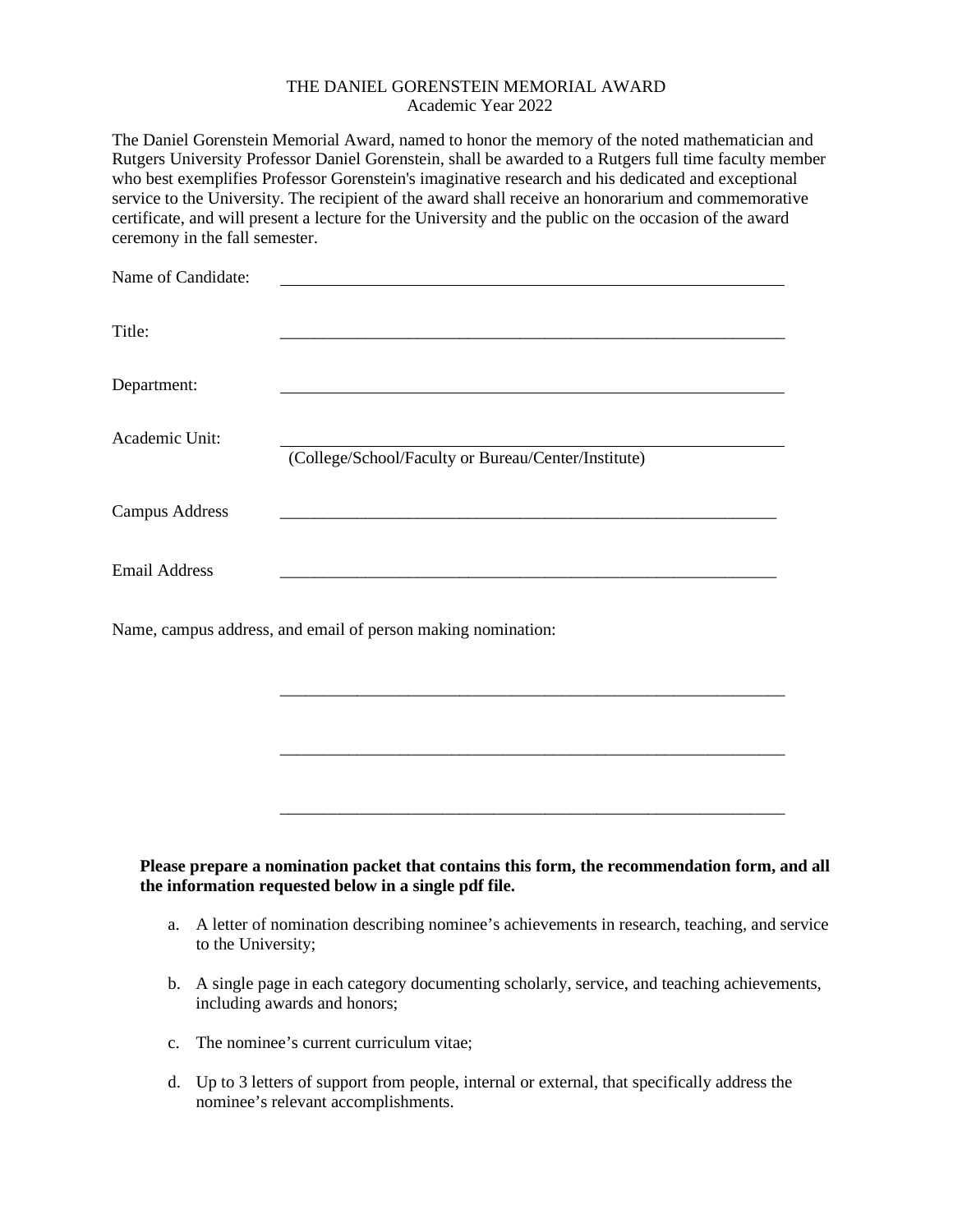# THE DANIEL GORENSTEIN MEMORIAL AWARD
Academic Year 2022

The Daniel Gorenstein Memorial Award, named to honor the memory of the noted mathematician and Rutgers University Professor Daniel Gorenstein, shall be awarded to a Rutgers full time faculty member who best exemplifies Professor Gorenstein's imaginative research and his dedicated and exceptional service to the University. The recipient of the award shall receive an honorarium and commemorative certificate, and will present a lecture for the University and the public on the occasion of the award ceremony in the fall semester.

Name of Candidate: ______________________________________________________________

Title: ______________________________________________________________

Department: ______________________________________________________________

Academic Unit: ______________________________________________________________
(College/School/Faculty or Bureau/Center/Institute)

Campus Address ______________________________________________________________

Email Address ______________________________________________________________

Name, campus address, and email of person making nomination:

______________________________________________________________

______________________________________________________________

______________________________________________________________

**Please prepare a nomination packet that contains this form, the recommendation form, and all the information requested below in a single pdf file.**

a. A letter of nomination describing nominee's achievements in research, teaching, and service to the University;

b. A single page in each category documenting scholarly, service, and teaching achievements, including awards and honors;

c. The nominee's current curriculum vitae;

d. Up to 3 letters of support from people, internal or external, that specifically address the nominee's relevant accomplishments.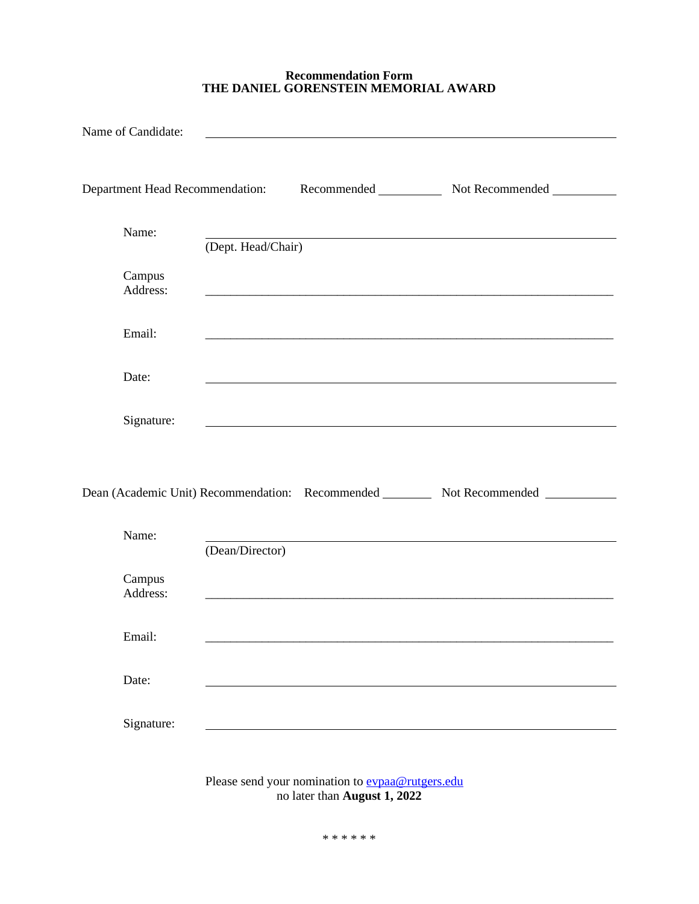**Recommendation Form**
**THE DANIEL GORENSTEIN MEMORIAL AWARD**

Name of Candidate: ______________________________________________

Department Head Recommendation: Recommended __________ Not Recommended __________

Name: ______________________________________________
(Dept. Head/Chair)

Campus Address: ______________________________________________

Email: ______________________________________________

Date: ______________________________________________

Signature: ______________________________________________

Dean (Academic Unit) Recommendation: Recommended ________ Not Recommended ___________

Name: ______________________________________________
(Dean/Director)

Campus Address: ______________________________________________

Email: ______________________________________________

Date: ______________________________________________

Signature: ______________________________________________

Please send your nomination to evpaa@rutgers.edu
no later than **August 1, 2022**

* * * * * *